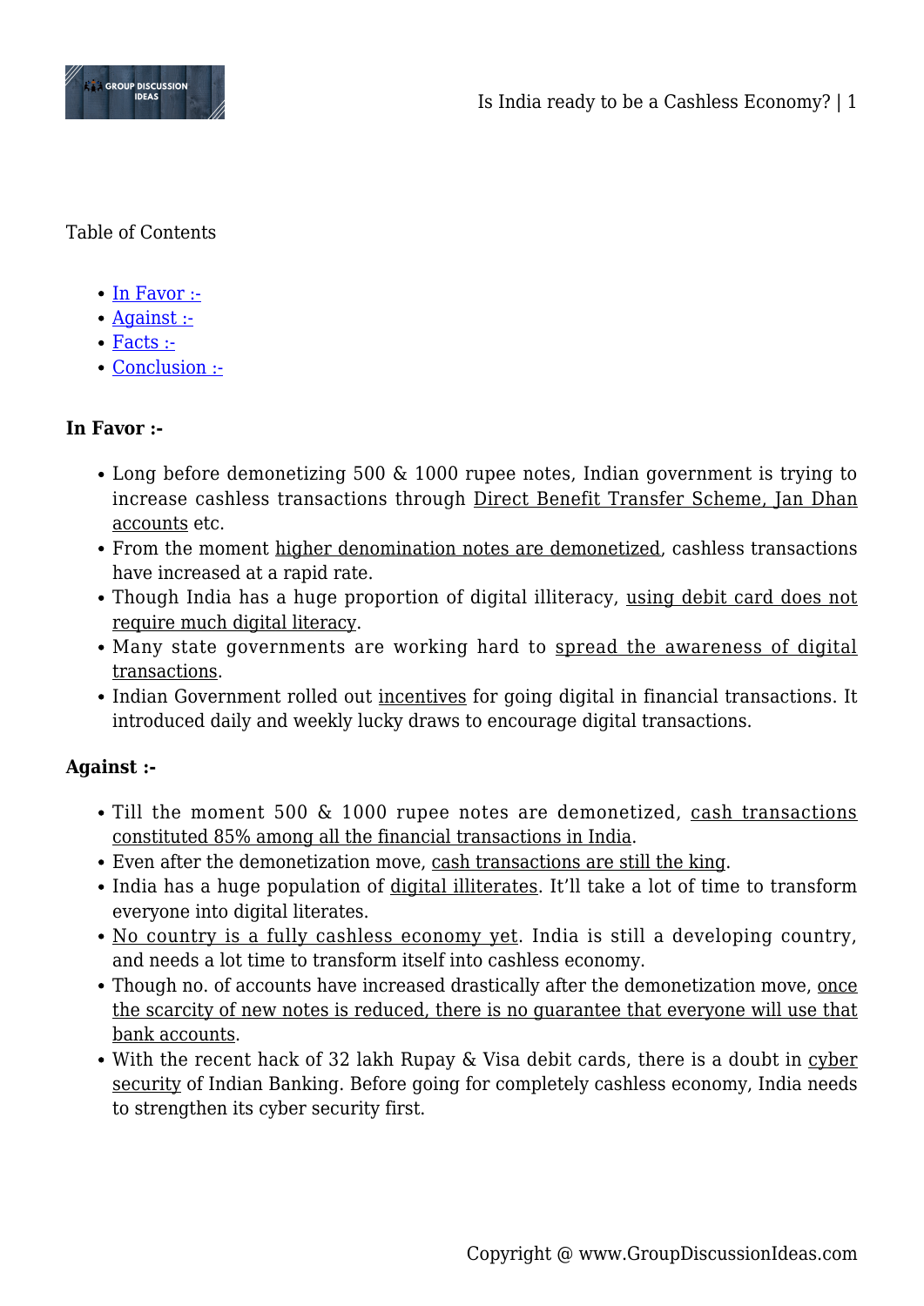Table of Contents

- In Favor :-
- Against :-
- Facts :-
- Conclusion :-

**In Favor :-**

- Long before demonetizing 500 & 1000 rupee notes, Indian government is trying to increase cashless transactions through Direct Benefit Transfer Scheme, Jan Dhan accounts etc.
- From the moment higher denomination notes are demonetized, cashless transactions have increased at a rapid rate.
- Though India has a huge proportion of digital illiteracy, using debit card does not require much digital literacy.
- Many state governments are working hard to spread the awareness of digital transactions.
- Indian Government rolled out incentives for going digital in financial transactions. It introduced daily and weekly lucky draws to encourage digital transactions.

**Against :-**

- Till the moment 500 & 1000 rupee notes are demonetized, cash transactions constituted 85% among all the financial transactions in India.
- Even after the demonetization move, cash transactions are still the king.
- India has a huge population of digital illiterates. It'll take a lot of time to transform everyone into digital literates.
- No country is a fully cashless economy yet. India is still a developing country, and needs a lot time to transform itself into cashless economy.
- Though no. of accounts have increased drastically after the demonetization move, once the scarcity of new notes is reduced, there is no guarantee that everyone will use that bank accounts.
- With the recent hack of 32 lakh Rupay & Visa debit cards, there is a doubt in cyber security of Indian Banking. Before going for completely cashless economy, India needs to strengthen its cyber security first.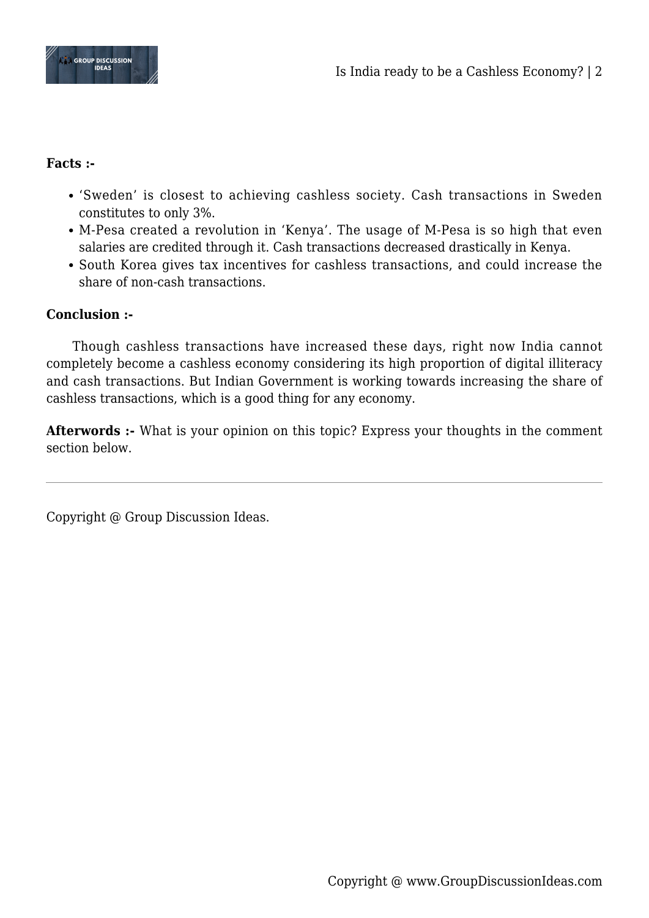**Facts :-**

- 'Sweden' is closest to achieving cashless society. Cash transactions in Sweden constitutes to only 3%.
- M-Pesa created a revolution in 'Kenya'. The usage of M-Pesa is so high that even salaries are credited through it. Cash transactions decreased drastically in Kenya.
- South Korea gives tax incentives for cashless transactions, and could increase the share of non-cash transactions.

**Conclusion :-**

Though cashless transactions have increased these days, right now India cannot completely become a cashless economy considering its high proportion of digital illiteracy and cash transactions. But Indian Government is working towards increasing the share of cashless transactions, which is a good thing for any economy.

**Afterwords :-** What is your opinion on this topic? Express your thoughts in the comment section below.

---

Copyright @ Group Discussion Ideas.